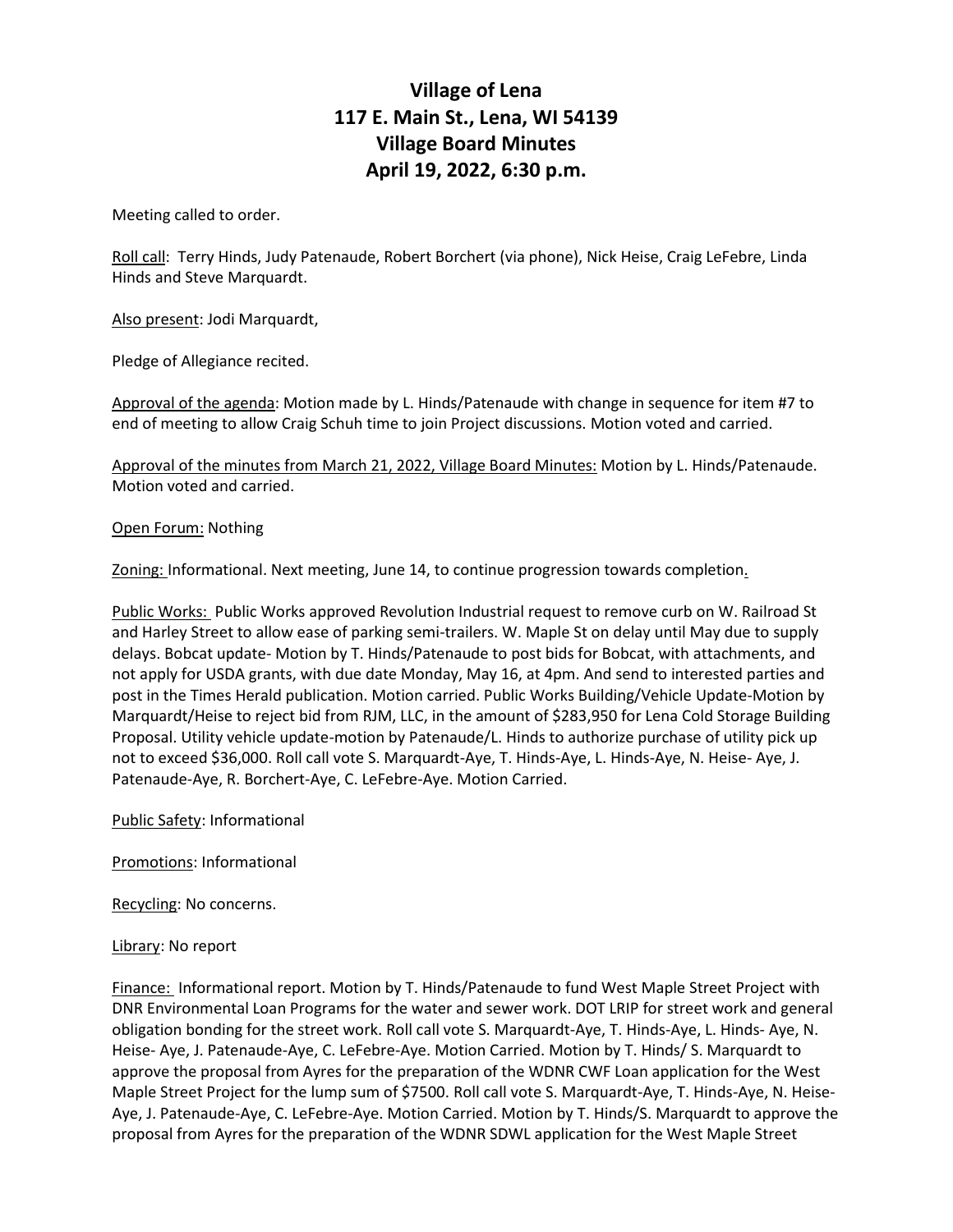# Village of Lena
# 117 E. Main St., Lena, WI 54139
# Village Board Minutes
# April 19, 2022, 6:30 p.m.

Meeting called to order.

Roll call: Terry Hinds, Judy Patenaude, Robert Borchert (via phone), Nick Heise, Craig LeFebre, Linda Hinds and Steve Marquardt.

Also present: Jodi Marquardt,

Pledge of Allegiance recited.

Approval of the agenda: Motion made by L. Hinds/Patenaude with change in sequence for item #7 to end of meeting to allow Craig Schuh time to join Project discussions. Motion voted and carried.

Approval of the minutes from March 21, 2022, Village Board Minutes: Motion by L. Hinds/Patenaude. Motion voted and carried.

Open Forum: Nothing

Zoning: Informational. Next meeting, June 14, to continue progression towards completion.

Public Works: Public Works approved Revolution Industrial request to remove curb on W. Railroad St and Harley Street to allow ease of parking semi-trailers. W. Maple St on delay until May due to supply delays. Bobcat update- Motion by T. Hinds/Patenaude to post bids for Bobcat, with attachments, and not apply for USDA grants, with due date Monday, May 16, at 4pm. And send to interested parties and post in the Times Herald publication. Motion carried. Public Works Building/Vehicle Update-Motion by Marquardt/Heise to reject bid from RJM, LLC, in the amount of $283,950 for Lena Cold Storage Building Proposal. Utility vehicle update-motion by Patenaude/L. Hinds to authorize purchase of utility pick up not to exceed $36,000. Roll call vote S. Marquardt-Aye, T. Hinds-Aye, L. Hinds-Aye, N. Heise- Aye, J. Patenaude-Aye, R. Borchert-Aye, C. LeFebre-Aye. Motion Carried.

Public Safety: Informational

Promotions: Informational

Recycling: No concerns.

Library: No report

Finance: Informational report. Motion by T. Hinds/Patenaude to fund West Maple Street Project with DNR Environmental Loan Programs for the water and sewer work. DOT LRIP for street work and general obligation bonding for the street work. Roll call vote S. Marquardt-Aye, T. Hinds-Aye, L. Hinds- Aye, N. Heise- Aye, J. Patenaude-Aye, C. LeFebre-Aye. Motion Carried. Motion by T. Hinds/ S. Marquardt to approve the proposal from Ayres for the preparation of the WDNR CWF Loan application for the West Maple Street Project for the lump sum of $7500. Roll call vote S. Marquardt-Aye, T. Hinds-Aye, N. Heise-Aye, J. Patenaude-Aye, C. LeFebre-Aye. Motion Carried. Motion by T. Hinds/S. Marquardt to approve the proposal from Ayres for the preparation of the WDNR SDWL application for the West Maple Street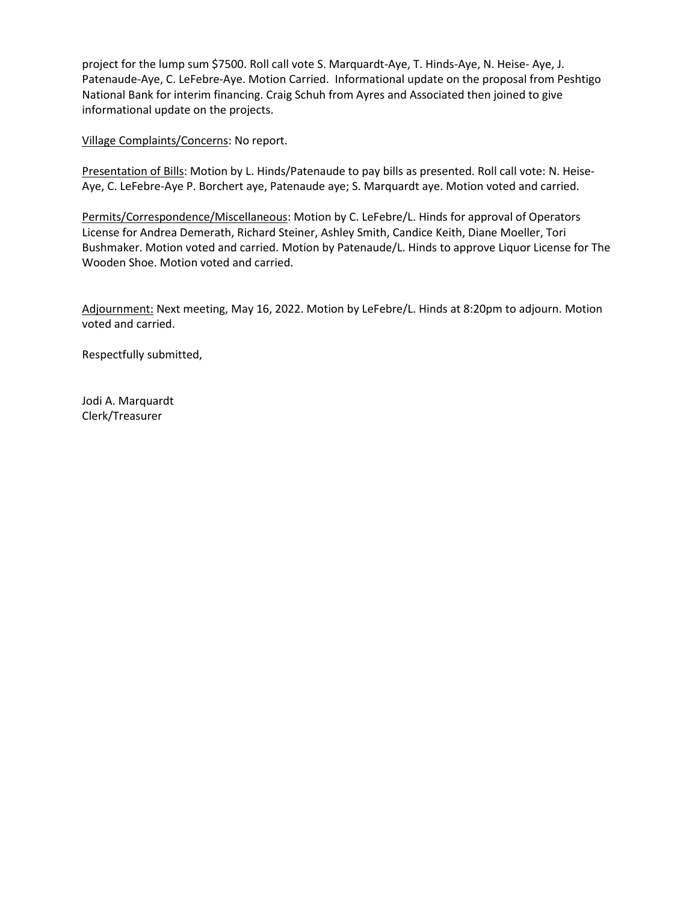project for the lump sum $7500. Roll call vote S. Marquardt-Aye, T. Hinds-Aye, N. Heise- Aye, J. Patenaude-Aye, C. LeFebre-Aye. Motion Carried. Informational update on the proposal from Peshtigo National Bank for interim financing. Craig Schuh from Ayres and Associated then joined to give informational update on the projects.

<u>Village Complaints/Concerns</u>: No report.

<u>Presentation of Bills</u>: Motion by L. Hinds/Patenaude to pay bills as presented. Roll call vote: N. Heise-Aye, C. LeFebre-Aye P. Borchert aye, Patenaude aye; S. Marquardt aye. Motion voted and carried.

<u>Permits/Correspondence/Miscellaneous</u>: Motion by C. LeFebre/L. Hinds for approval of Operators License for Andrea Demerath, Richard Steiner, Ashley Smith, Candice Keith, Diane Moeller, Tori Bushmaker. Motion voted and carried. Motion by Patenaude/L. Hinds to approve Liquor License for The Wooden Shoe. Motion voted and carried.

<u>Adjournment:</u> Next meeting, May 16, 2022. Motion by LeFebre/L. Hinds at 8:20pm to adjourn. Motion voted and carried.

Respectfully submitted,

Jodi A. Marquardt
Clerk/Treasurer